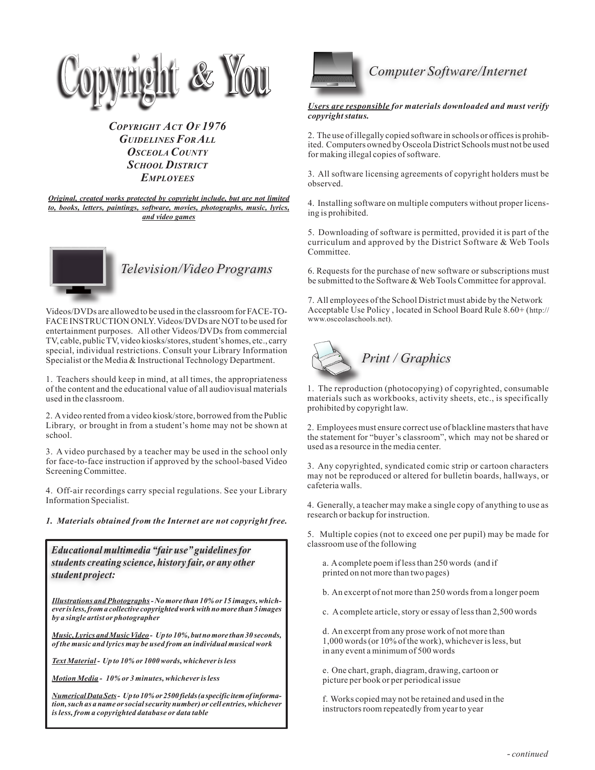# Copyright & You

***Copyright Act Of 1976***
***Guidelines For All***
***Osceola County***
***School District***
***Employees***

***Original, created works protected by copyright include, but are not limited to, books, letters, paintings, software, movies, photographs, music, lyrics, and video games***

## *Television/Video Programs*

Videos/DVDs are allowed to be used in the classroom for FACE-TO-FACE INSTRUCTION ONLY. Videos/DVDs are NOT to be used for entertainment purposes. All other Videos/DVDs from commercial TV, cable, public TV, video kiosks/stores, student's homes, etc., carry special, individual restrictions. Consult your Library Information Specialist or the Media & Instructional Technology Department.

1. Teachers should keep in mind, at all times, the appropriateness of the content and the educational value of all audiovisual materials used in the classroom.

2. A video rented from a video kiosk/store, borrowed from the Public Library, or brought in from a student's home may not be shown at school.

3. A video purchased by a teacher may be used in the school only for face-to-face instruction if approved by the school-based Video Screening Committee.

4. Off-air recordings carry special regulations. See your Library Information Specialist.

***1. Materials obtained from the Internet are not copyright free.***

### *Educational multimedia "fair use" guidelines for students creating science, history fair, or any other student project:*

***Illustrations and Photographs** - No more than 10% or 15 images, whichever is less, from a collective copyrighted work with no more than 5 images by a single artist or photographer*

***Music, Lyrics and Music Video** - Up to 10%, but no more than 30 seconds, of the music and lyrics may be used from an individual musical work*

***Text Material** - Up to 10% or 1000 words, whichever is less*

***Motion Media** - 10% or 3 minutes, whichever is less*

***Numerical Data Sets** - Up to 10% or 2500 fields (a specific item of information, such as a name or social security number) or cell entries, whichever is less, from a copyrighted database or data table*

## *Computer Software/Internet*

***Users are responsible** for materials downloaded and must verify copyright status.*

2. The use of illegally copied software in schools or offices is prohibited. Computers owned by Osceola District Schools must not be used for making illegal copies of software.

3. All software licensing agreements of copyright holders must be observed.

4. Installing software on multiple computers without proper licensing is prohibited.

5. Downloading of software is permitted, provided it is part of the curriculum and approved by the District Software & Web Tools Committee.

6. Requests for the purchase of new software or subscriptions must be submitted to the Software & Web Tools Committee for approval.

7. All employees of the School District must abide by the Network Acceptable Use Policy , located in School Board Rule 8.60+ (http://www.osceolaschools.net).

## *Print / Graphics*

1. The reproduction (photocopying) of copyrighted, consumable materials such as workbooks, activity sheets, etc., is specifically prohibited by copyright law.

2. Employees must ensure correct use of blackline masters that have the statement for "buyer's classroom", which may not be shared or used as a resource in the media center.

3. Any copyrighted, syndicated comic strip or cartoon characters may not be reproduced or altered for bulletin boards, hallways, or cafeteria walls.

4. Generally, a teacher may make a single copy of anything to use as research or backup for instruction.

5. Multiple copies (not to exceed one per pupil) may be made for classroom use of the following

a. A complete poem if less than 250 words (and if printed on not more than two pages)

b. An excerpt of not more than 250 words from a longer poem

c. A complete article, story or essay of less than 2,500 words

d. An excerpt from any prose work of not more than 1,000 words (or 10% of the work), whichever is less, but in any event a minimum of 500 words

e. One chart, graph, diagram, drawing, cartoon or picture per book or per periodical issue

f. Works copied may not be retained and used in the instructors room repeatedly from year to year

*- continued*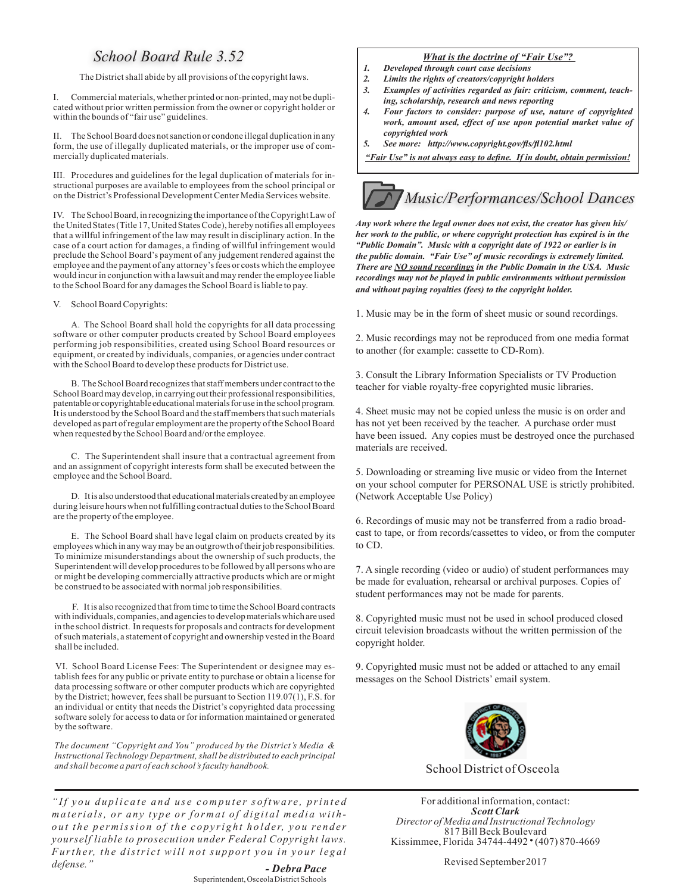## *School Board Rule 3.52*

The District shall abide by all provisions of the copyright laws.

I. Commercial materials, whether printed or non-printed, may not be duplicated without prior written permission from the owner or copyright holder or within the bounds of "fair use" guidelines.

II. The School Board does not sanction or condone illegal duplication in any form, the use of illegally duplicated materials, or the improper use of commercially duplicated materials.

III. Procedures and guidelines for the legal duplication of materials for instructional purposes are available to employees from the school principal or on the District's Professional Development Center Media Services website.

IV. The School Board, in recognizing the importance of the Copyright Law of the United States (Title 17, United States Code), hereby notifies all employees that a willful infringement of the law may result in disciplinary action. In the case of a court action for damages, a finding of willful infringement would preclude the School Board's payment of any judgement rendered against the employee and the payment of any attorney's fees or costs which the employee would incur in conjunction with a lawsuit and may render the employee liable to the School Board for any damages the School Board is liable to pay.

V. School Board Copyrights:

A. The School Board shall hold the copyrights for all data processing software or other computer products created by School Board employees performing job responsibilities, created using School Board resources or equipment, or created by individuals, companies, or agencies under contract with the School Board to develop these products for District use.

B. The School Board recognizes that staff members under contract to the School Board may develop, in carrying out their professional responsibilities, patentable or copyrightable educational materials for use in the school program. It is understood by the School Board and the staff members that such materials developed as part of regular employment are the property of the School Board when requested by the School Board and/or the employee.

C. The Superintendent shall insure that a contractual agreement from and an assignment of copyright interests form shall be executed between the employee and the School Board.

D. It is also understood that educational materials created by an employee during leisure hours when not fulfilling contractual duties to the School Board are the property of the employee.

E. The School Board shall have legal claim on products created by its employees which in any way may be an outgrowth of their job responsibilities. To minimize misunderstandings about the ownership of such products, the Superintendent will develop procedures to be followed by all persons who are or might be developing commercially attractive products which are or might be construed to be associated with normal job responsibilities.

F. It is also recognized that from time to time the School Board contracts with individuals, companies, and agencies to develop materials which are used in the school district. In requests for proposals and contracts for development of such materials, a statement of copyright and ownership vested in the Board shall be included.

VI. School Board License Fees: The Superintendent or designee may establish fees for any public or private entity to purchase or obtain a license for data processing software or other computer products which are copyrighted by the District; however, fees shall be pursuant to Section 119.07(1), F.S. for an individual or entity that needs the District's copyrighted data processing software solely for access to data or for information maintained or generated by the software.

*The document "Copyright and You" produced by the District's Media & Instructional Technology Department, shall be distributed to each principal and shall become a part of each school's faculty handbook.*

### *What is the doctrine of "Fair Use"?*

1. ***Developed through court case decisions***
2. ***Limits the rights of creators/copyright holders***
3. ***Examples of activities regarded as fair: criticism, comment, teaching, scholarship, research and news reporting***
4. ***Four factors to consider: purpose of use, nature of copyrighted work, amount used, effect of use upon potential market value of copyrighted work***
5. ***See more: http://www.copyright.gov/fls/fl102.html***

***"Fair Use" is not always easy to define. If in doubt, obtain permission!***

## *Music/Performances/School Dances*

***Any work where the legal owner does not exist, the creator has given his/her work to the public, or where copyright protection has expired is in the "Public Domain". Music with a copyright date of 1922 or earlier is in the public domain. "Fair Use" of music recordings is extremely limited. There are NO sound recordings in the Public Domain in the USA. Music recordings may not be played in public environments without permission and without paying royalties (fees) to the copyright holder.***

1. Music may be in the form of sheet music or sound recordings.

2. Music recordings may not be reproduced from one media format to another (for example: cassette to CD-Rom).

3. Consult the Library Information Specialists or TV Production teacher for viable royalty-free copyrighted music libraries.

4. Sheet music may not be copied unless the music is on order and has not yet been received by the teacher. A purchase order must have been issued. Any copies must be destroyed once the purchased materials are received.

5. Downloading or streaming live music or video from the Internet on your school computer for PERSONAL USE is strictly prohibited. (Network Acceptable Use Policy)

6. Recordings of music may not be transferred from a radio broadcast to tape, or from records/cassettes to video, or from the computer to CD.

7. A single recording (video or audio) of student performances may be made for evaluation, rehearsal or archival purposes. Copies of student performances may not be made for parents.

8. Copyrighted music must not be used in school produced closed circuit television broadcasts without the written permission of the copyright holder.

9. Copyrighted music must not be added or attached to any email messages on the School Districts' email system.

School District of Osceola

*"If you duplicate and use computer software, printed materials, or any type or format of digital media without the permission of the copyright holder, you render yourself liable to prosecution under Federal Copyright laws. Further, the district will not support you in your legal defense."*

***- Debra Pace***
Superintendent, Osceola District Schools

For additional information, contact:
***Scott Clark***
*Director of Media and Instructional Technology*
817 Bill Beck Boulevard
Kissimmee, Florida 34744-4492 • (407) 870-4669

Revised September 2017